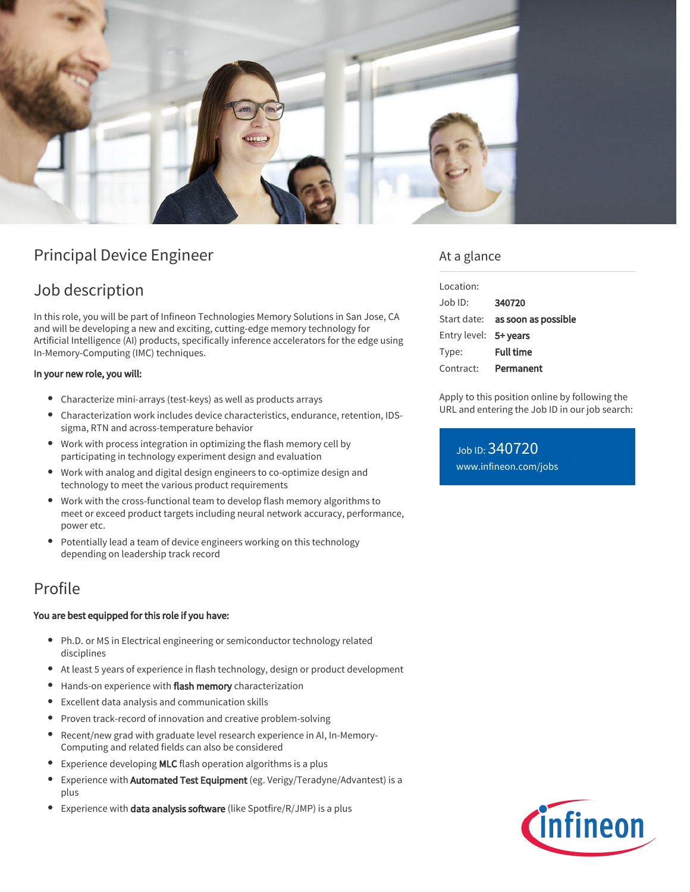# Principal Device Engineer

## Job description

In this role, you will be part of Infineon Technologies Memory Solutions in San Jose, CA and will be developing a new and exciting, cutting-edge memory technology for Artificial Intelligence (AI) products, specifically inference accelerators for the edge using In-Memory-Computing (IMC) techniques.

**In your new role, you will:**

- Characterize mini-arrays (test-keys) as well as products arrays
- Characterization work includes device characteristics, endurance, retention, IDS-sigma, RTN and across-temperature behavior
- Work with process integration in optimizing the flash memory cell by participating in technology experiment design and evaluation
- Work with analog and digital design engineers to co-optimize design and technology to meet the various product requirements
- Work with the cross-functional team to develop flash memory algorithms to meet or exceed product targets including neural network accuracy, performance, power etc.
- Potentially lead a team of device engineers working on this technology depending on leadership track record

## Profile

**You are best equipped for this role if you have:**

- Ph.D. or MS in Electrical engineering or semiconductor technology related disciplines
- At least 5 years of experience in flash technology, design or product development
- Hands-on experience with **flash memory** characterization
- Excellent data analysis and communication skills
- Proven track-record of innovation and creative problem-solving
- Recent/new grad with graduate level research experience in AI, In-Memory-Computing and related fields can also be considered
- Experience developing **MLC** flash operation algorithms is a plus
- Experience with **Automated Test Equipment** (eg. Verigy/Teradyne/Advantest) is a plus
- Experience with **data analysis software** (like Spotfire/R/JMP) is a plus

## At a glance

| | |
|---|---|
| Location: | |
| Job ID: | **340720** |
| Start date: | **as soon as possible** |
| Entry level: | **5+ years** |
| Type: | **Full time** |
| Contract: | **Permanent** |

Apply to this position online by following the URL and entering the Job ID in our job search:

Job ID: 340720
www.infineon.com/jobs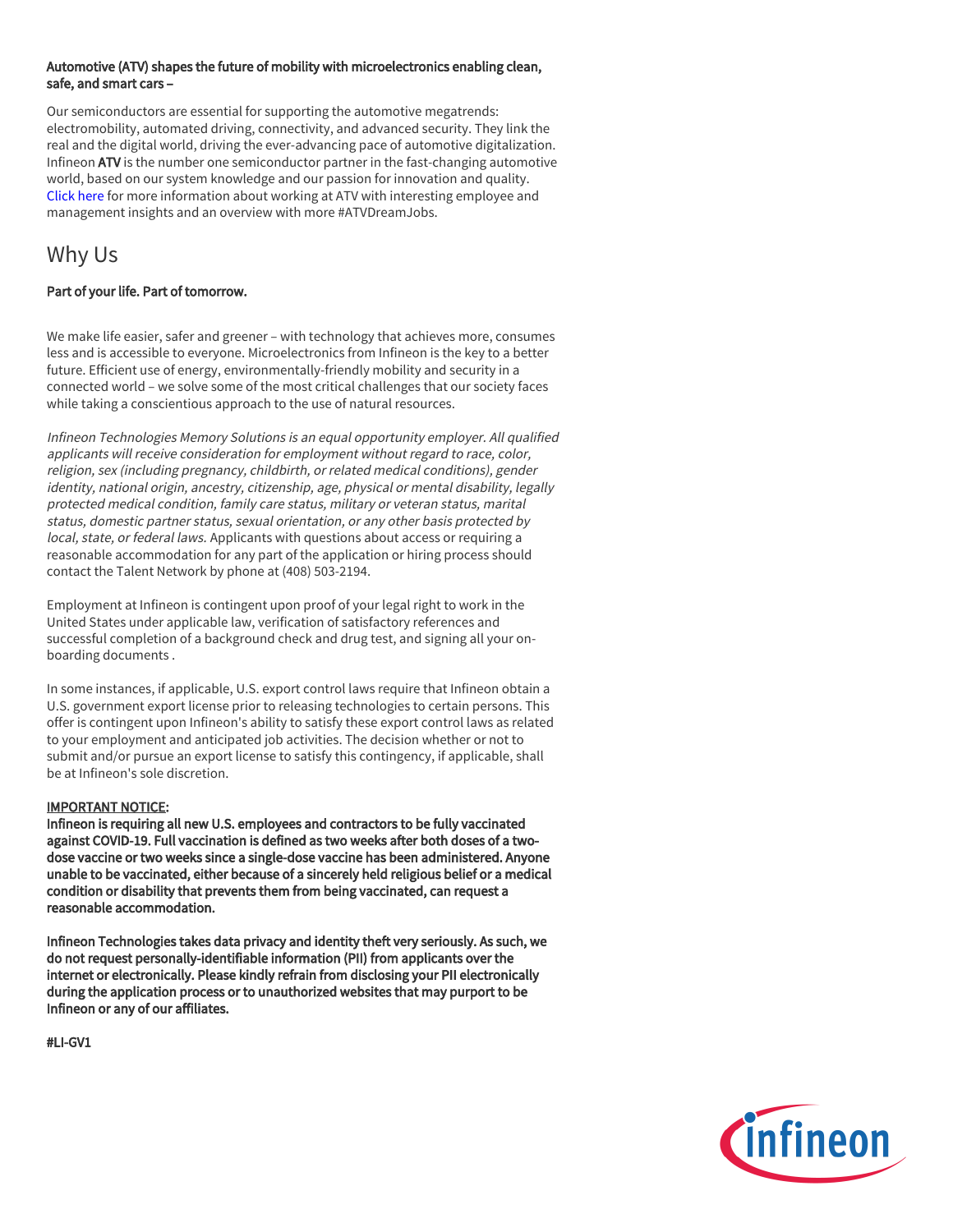**Automotive (ATV) shapes the future of mobility with microelectronics enabling clean, safe, and smart cars –**

Our semiconductors are essential for supporting the automotive megatrends: electromobility, automated driving, connectivity, and advanced security. They link the real and the digital world, driving the ever-advancing pace of automotive digitalization. Infineon **ATV** is the number one semiconductor partner in the fast-changing automotive world, based on our system knowledge and our passion for innovation and quality. Click here for more information about working at ATV with interesting employee and management insights and an overview with more #ATVDreamJobs.

## Why Us

**Part of your life. Part of tomorrow.**

We make life easier, safer and greener – with technology that achieves more, consumes less and is accessible to everyone. Microelectronics from Infineon is the key to a better future. Efficient use of energy, environmentally-friendly mobility and security in a connected world – we solve some of the most critical challenges that our society faces while taking a conscientious approach to the use of natural resources.

*Infineon Technologies Memory Solutions is an equal opportunity employer. All qualified applicants will receive consideration for employment without regard to race, color, religion, sex (including pregnancy, childbirth, or related medical conditions), gender identity, national origin, ancestry, citizenship, age, physical or mental disability, legally protected medical condition, family care status, military or veteran status, marital status, domestic partner status, sexual orientation, or any other basis protected by local, state, or federal laws.* Applicants with questions about access or requiring a reasonable accommodation for any part of the application or hiring process should contact the Talent Network by phone at (408) 503-2194.

Employment at Infineon is contingent upon proof of your legal right to work in the United States under applicable law, verification of satisfactory references and successful completion of a background check and drug test, and signing all your on-boarding documents .

In some instances, if applicable, U.S. export control laws require that Infineon obtain a U.S. government export license prior to releasing technologies to certain persons. This offer is contingent upon Infineon's ability to satisfy these export control laws as related to your employment and anticipated job activities. The decision whether or not to submit and/or pursue an export license to satisfy this contingency, if applicable, shall be at Infineon's sole discretion.

**IMPORTANT NOTICE:**
**Infineon is requiring all new U.S. employees and contractors to be fully vaccinated against COVID-19. Full vaccination is defined as two weeks after both doses of a two-dose vaccine or two weeks since a single-dose vaccine has been administered. Anyone unable to be vaccinated, either because of a sincerely held religious belief or a medical condition or disability that prevents them from being vaccinated, can request a reasonable accommodation.**

**Infineon Technologies takes data privacy and identity theft very seriously. As such, we do not request personally-identifiable information (PII) from applicants over the internet or electronically. Please kindly refrain from disclosing your PII electronically during the application process or to unauthorized websites that may purport to be Infineon or any of our affiliates.**

**#LI-GV1**